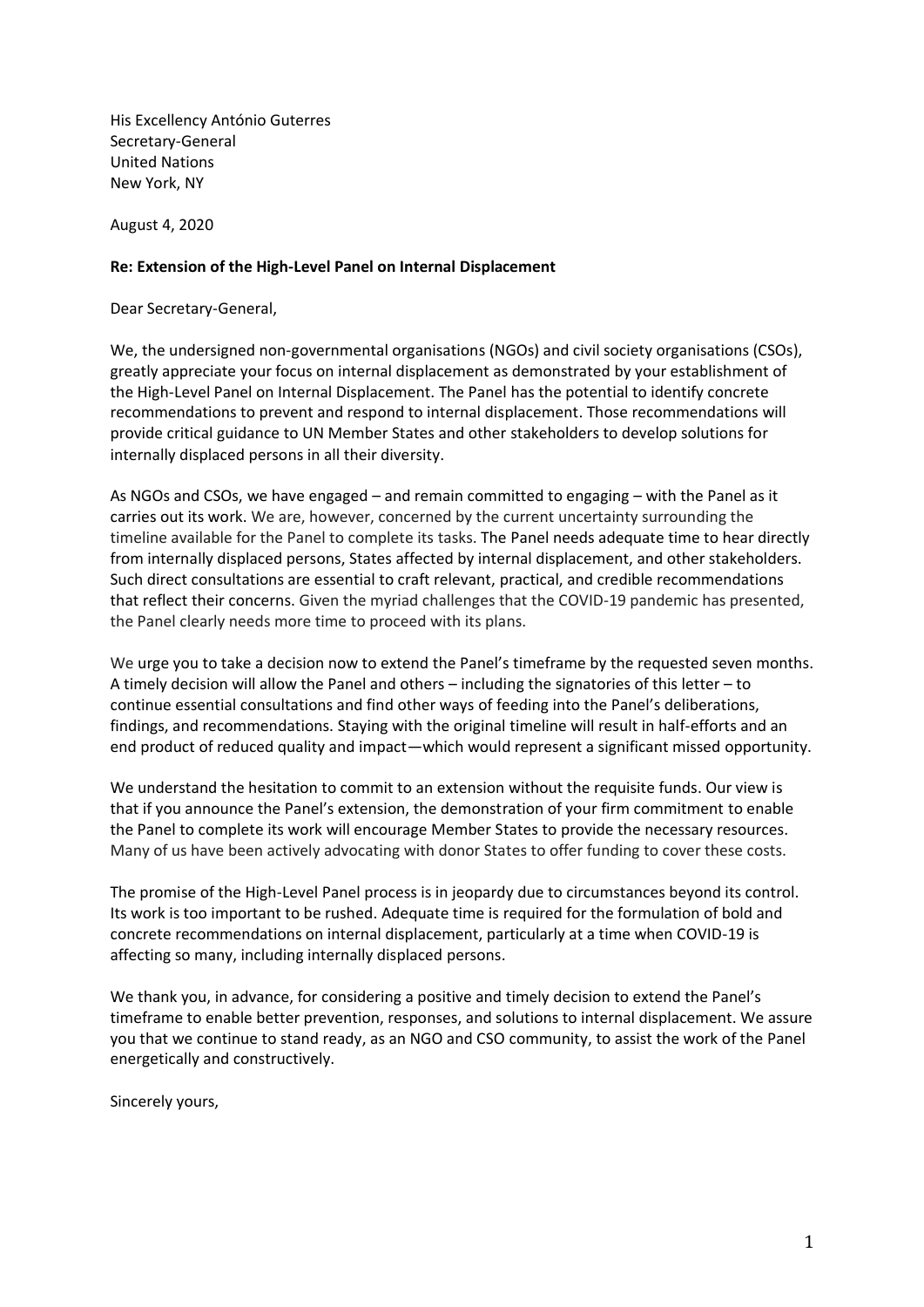His Excellency António Guterres
Secretary-General
United Nations
New York, NY

August 4, 2020

**Re: Extension of the High-Level Panel on Internal Displacement**

Dear Secretary-General,

We, the undersigned non-governmental organisations (NGOs) and civil society organisations (CSOs), greatly appreciate your focus on internal displacement as demonstrated by your establishment of the High-Level Panel on Internal Displacement. The Panel has the potential to identify concrete recommendations to prevent and respond to internal displacement. Those recommendations will provide critical guidance to UN Member States and other stakeholders to develop solutions for internally displaced persons in all their diversity.

As NGOs and CSOs, we have engaged – and remain committed to engaging – with the Panel as it carries out its work. We are, however, concerned by the current uncertainty surrounding the timeline available for the Panel to complete its tasks. The Panel needs adequate time to hear directly from internally displaced persons, States affected by internal displacement, and other stakeholders. Such direct consultations are essential to craft relevant, practical, and credible recommendations that reflect their concerns. Given the myriad challenges that the COVID-19 pandemic has presented, the Panel clearly needs more time to proceed with its plans.

We urge you to take a decision now to extend the Panel's timeframe by the requested seven months. A timely decision will allow the Panel and others – including the signatories of this letter – to continue essential consultations and find other ways of feeding into the Panel's deliberations, findings, and recommendations. Staying with the original timeline will result in half-efforts and an end product of reduced quality and impact—which would represent a significant missed opportunity.

We understand the hesitation to commit to an extension without the requisite funds. Our view is that if you announce the Panel's extension, the demonstration of your firm commitment to enable the Panel to complete its work will encourage Member States to provide the necessary resources. Many of us have been actively advocating with donor States to offer funding to cover these costs.

The promise of the High-Level Panel process is in jeopardy due to circumstances beyond its control. Its work is too important to be rushed. Adequate time is required for the formulation of bold and concrete recommendations on internal displacement, particularly at a time when COVID-19 is affecting so many, including internally displaced persons.

We thank you, in advance, for considering a positive and timely decision to extend the Panel's timeframe to enable better prevention, responses, and solutions to internal displacement. We assure you that we continue to stand ready, as an NGO and CSO community, to assist the work of the Panel energetically and constructively.

Sincerely yours,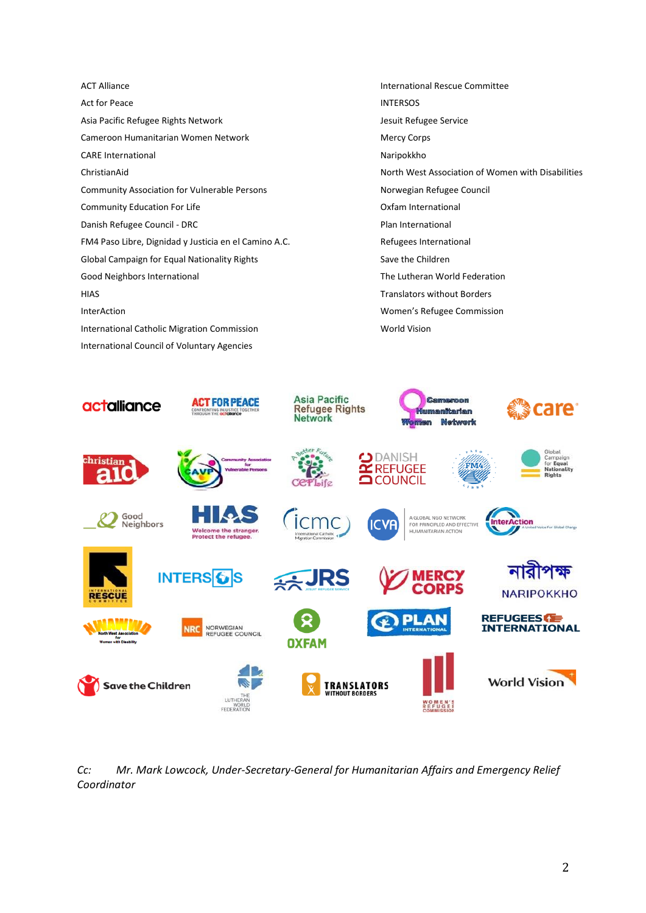ACT Alliance
Act for Peace
Asia Pacific Refugee Rights Network
Cameroon Humanitarian Women Network
CARE International
ChristianAid
Community Association for Vulnerable Persons
Community Education For Life
Danish Refugee Council - DRC
FM4 Paso Libre, Dignidad y Justicia en el Camino A.C.
Global Campaign for Equal Nationality Rights
Good Neighbors International
HIAS
InterAction
International Catholic Migration Commission
International Council of Voluntary Agencies
International Rescue Committee
INTERSOS
Jesuit Refugee Service
Mercy Corps
Naripokkho
North West Association of Women with Disabilities
Norwegian Refugee Council
Oxfam International
Plan International
Refugees International
Save the Children
The Lutheran World Federation
Translators without Borders
Women's Refugee Commission
World Vision

*Cc: Mr. Mark Lowcock, Under-Secretary-General for Humanitarian Affairs and Emergency Relief Coordinator*